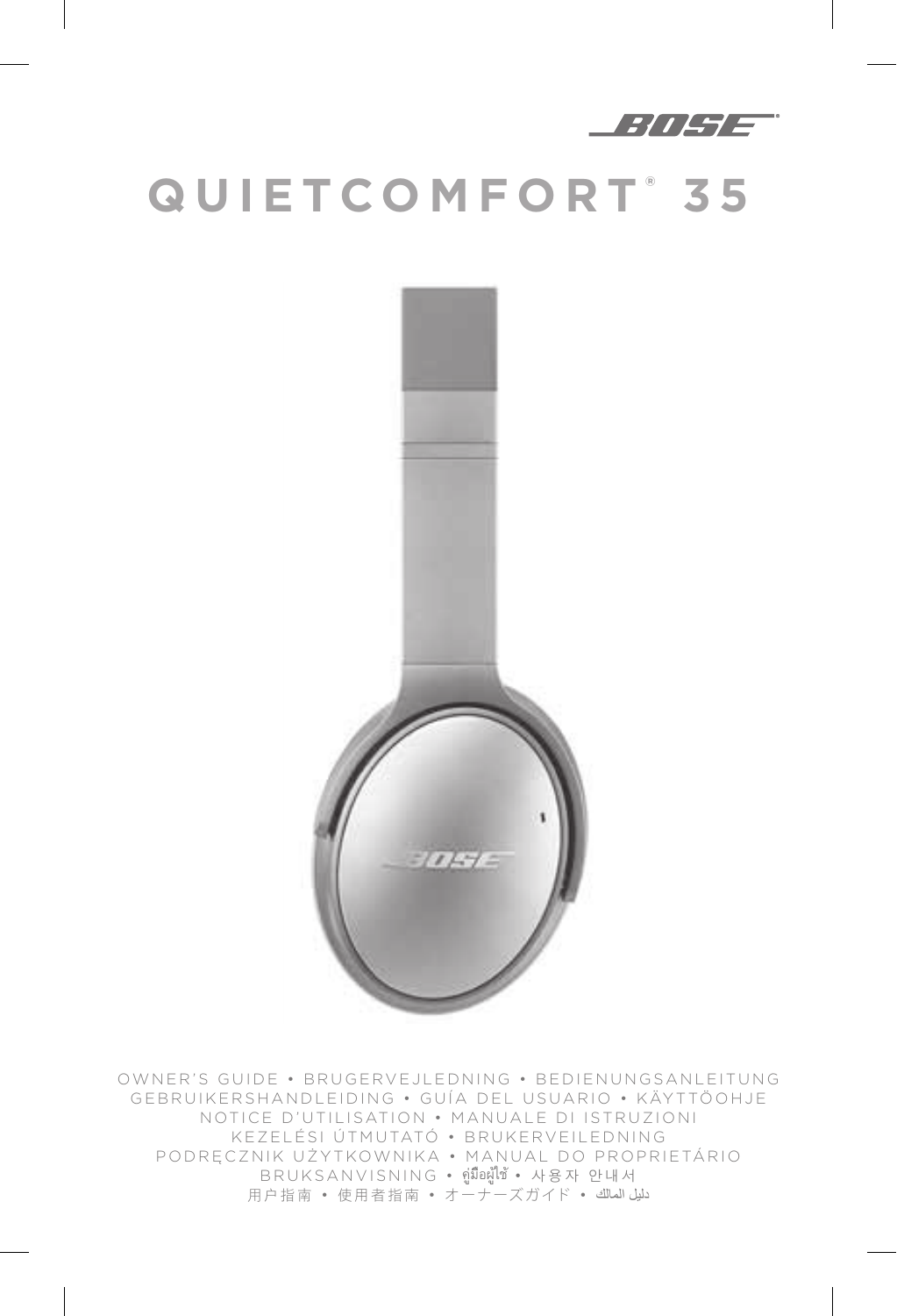BOSE®

# QUIETCOMFORT® 35

OWNER'S GUIDE • BRUGERVEJLEDNING • BEDIENUNGSANLEITUNG
GEBRUIKERSHANDLEIDING • GUÍA DEL USUARIO • KÄYTTÖOHJE
NOTICE D'UTILISATION • MANUALE DI ISTRUZIONI
KEZELÉSI ÚTMUTATÓ • BRUKERVEILEDNING
PODRĘCZNIK UŻYTKOWNIKA • MANUAL DO PROPRIETÁRIO
BRUKSANVISNING • คู่มือผู้ใช้ • 사용자 안내서
用户指南 • 使用者指南 • オーナーズガイド • دليل المالك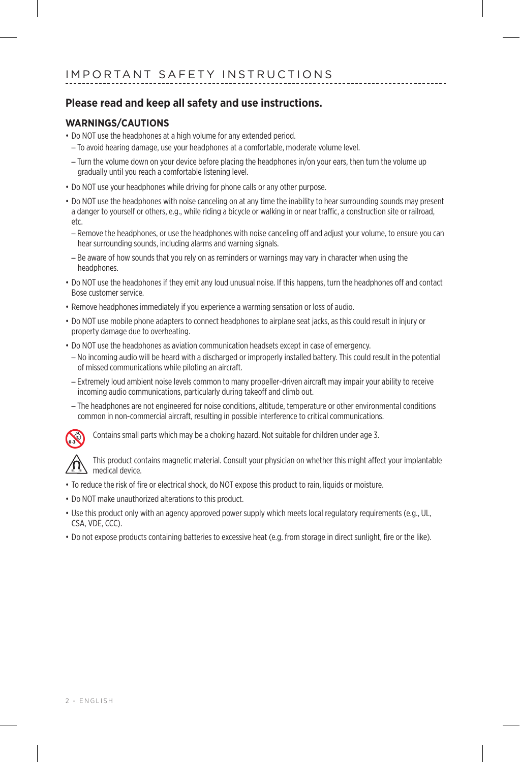# IMPORTANT SAFETY INSTRUCTIONS

## Please read and keep all safety and use instructions.

### WARNINGS/CAUTIONS

- Do NOT use the headphones at a high volume for any extended period.
  - To avoid hearing damage, use your headphones at a comfortable, moderate volume level.
  - Turn the volume down on your device before placing the headphones in/on your ears, then turn the volume up gradually until you reach a comfortable listening level.
- Do NOT use your headphones while driving for phone calls or any other purpose.
- Do NOT use the headphones with noise canceling on at any time the inability to hear surrounding sounds may present a danger to yourself or others, e.g., while riding a bicycle or walking in or near traffic, a construction site or railroad, etc.
  - Remove the headphones, or use the headphones with noise canceling off and adjust your volume, to ensure you can hear surrounding sounds, including alarms and warning signals.
  - Be aware of how sounds that you rely on as reminders or warnings may vary in character when using the headphones.
- Do NOT use the headphones if they emit any loud unusual noise. If this happens, turn the headphones off and contact Bose customer service.
- Remove headphones immediately if you experience a warming sensation or loss of audio.
- Do NOT use mobile phone adapters to connect headphones to airplane seat jacks, as this could result in injury or property damage due to overheating.
- Do NOT use the headphones as aviation communication headsets except in case of emergency.
  - No incoming audio will be heard with a discharged or improperly installed battery. This could result in the potential of missed communications while piloting an aircraft.
  - Extremely loud ambient noise levels common to many propeller-driven aircraft may impair your ability to receive incoming audio communications, particularly during takeoff and climb out.
  - The headphones are not engineered for noise conditions, altitude, temperature or other environmental conditions common in non-commercial aircraft, resulting in possible interference to critical communications.

Contains small parts which may be a choking hazard. Not suitable for children under age 3.

This product contains magnetic material. Consult your physician on whether this might affect your implantable medical device.

- To reduce the risk of fire or electrical shock, do NOT expose this product to rain, liquids or moisture.
- Do NOT make unauthorized alterations to this product.
- Use this product only with an agency approved power supply which meets local regulatory requirements (e.g., UL, CSA, VDE, CCC).
- Do not expose products containing batteries to excessive heat (e.g. from storage in direct sunlight, fire or the like).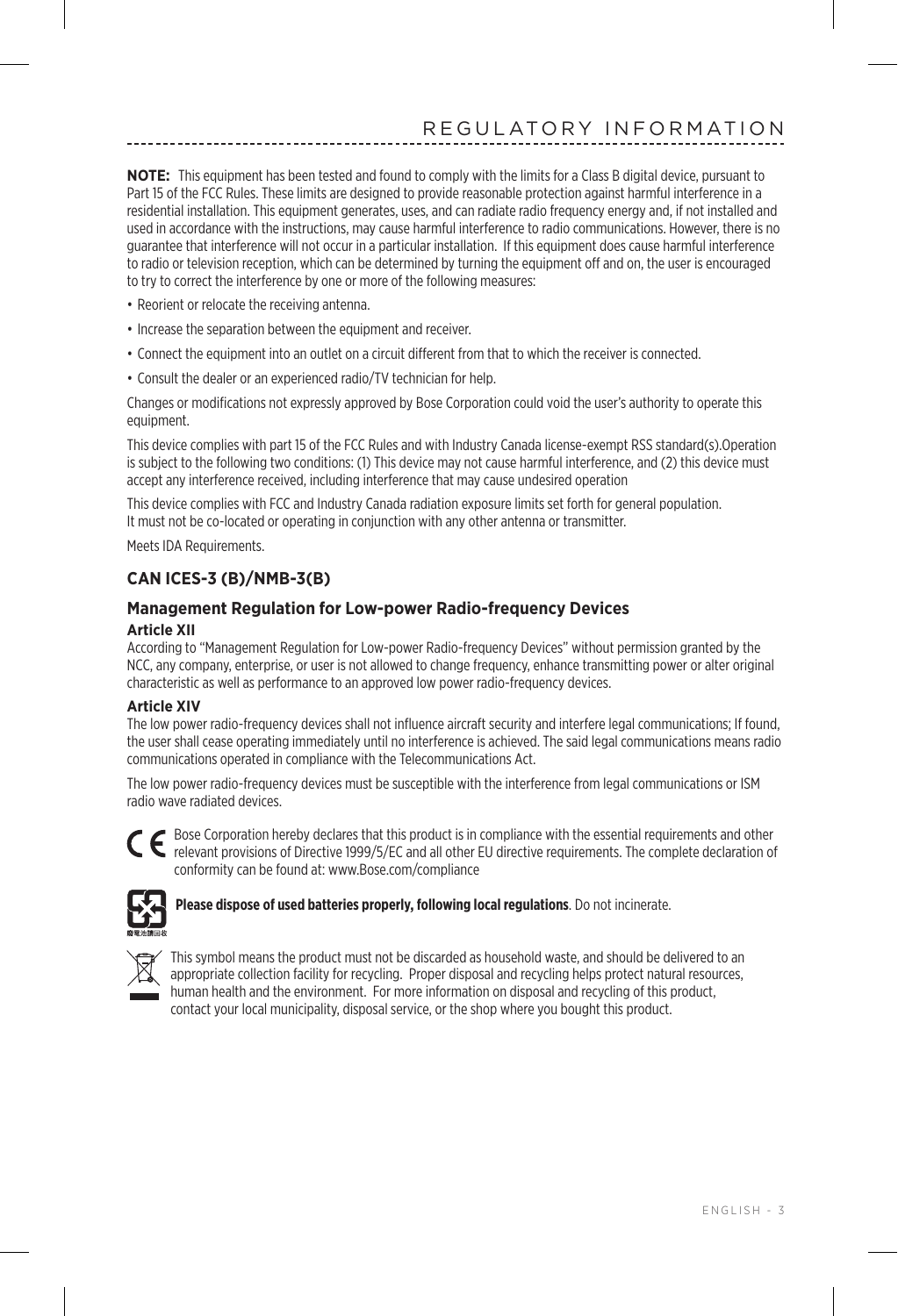# REGULATORY INFORMATION

**NOTE:** This equipment has been tested and found to comply with the limits for a Class B digital device, pursuant to Part 15 of the FCC Rules. These limits are designed to provide reasonable protection against harmful interference in a residential installation. This equipment generates, uses, and can radiate radio frequency energy and, if not installed and used in accordance with the instructions, may cause harmful interference to radio communications. However, there is no guarantee that interference will not occur in a particular installation. If this equipment does cause harmful interference to radio or television reception, which can be determined by turning the equipment off and on, the user is encouraged to try to correct the interference by one or more of the following measures:

- Reorient or relocate the receiving antenna.
- Increase the separation between the equipment and receiver.
- Connect the equipment into an outlet on a circuit different from that to which the receiver is connected.
- Consult the dealer or an experienced radio/TV technician for help.

Changes or modifications not expressly approved by Bose Corporation could void the user's authority to operate this equipment.

This device complies with part 15 of the FCC Rules and with Industry Canada license-exempt RSS standard(s).Operation is subject to the following two conditions: (1) This device may not cause harmful interference, and (2) this device must accept any interference received, including interference that may cause undesired operation

This device complies with FCC and Industry Canada radiation exposure limits set forth for general population. It must not be co-located or operating in conjunction with any other antenna or transmitter.

Meets IDA Requirements.

## CAN ICES-3 (B)/NMB-3(B)

## Management Regulation for Low-power Radio-frequency Devices

**Article XII**

According to "Management Regulation for Low-power Radio-frequency Devices" without permission granted by the NCC, any company, enterprise, or user is not allowed to change frequency, enhance transmitting power or alter original characteristic as well as performance to an approved low power radio-frequency devices.

**Article XIV**

The low power radio-frequency devices shall not influence aircraft security and interfere legal communications; If found, the user shall cease operating immediately until no interference is achieved. The said legal communications means radio communications operated in compliance with the Telecommunications Act.

The low power radio-frequency devices must be susceptible with the interference from legal communications or ISM radio wave radiated devices.

CE Bose Corporation hereby declares that this product is in compliance with the essential requirements and other relevant provisions of Directive 1999/5/EC and all other EU directive requirements. The complete declaration of conformity can be found at: www.Bose.com/compliance

廢電池請回收 **Please dispose of used batteries properly, following local regulations**. Do not incinerate.

This symbol means the product must not be discarded as household waste, and should be delivered to an appropriate collection facility for recycling. Proper disposal and recycling helps protect natural resources, human health and the environment. For more information on disposal and recycling of this product, contact your local municipality, disposal service, or the shop where you bought this product.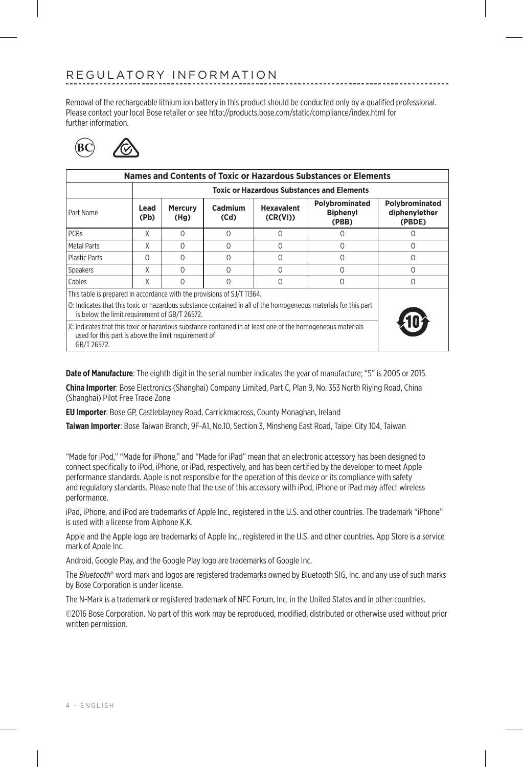# REGULATORY INFORMATION

Removal of the rechargeable lithium ion battery in this product should be conducted only by a qualified professional. Please contact your local Bose retailer or see http://products.bose.com/static/compliance/index.html for further information.

| Names and Contents of Toxic or Hazardous Substances or Elements | | | | | | |
|---|---|---|---|---|---|---|
| | Toxic or Hazardous Substances and Elements | | | | | |
| Part Name | **Lead (Pb)** | **Mercury (Hg)** | **Cadmium (Cd)** | **Hexavalent (CR(VI))** | **Polybrominated Biphenyl (PBB)** | **Polybrominated diphenylether (PBDE)** |
| PCBs | X | O | O | O | O | O |
| Metal Parts | X | O | O | O | O | O |
| Plastic Parts | O | O | O | O | O | O |
| Speakers | X | O | O | O | O | O |
| Cables | X | O | O | O | O | O |

This table is prepared in accordance with the provisions of SJ/T 11364.

O: Indicates that this toxic or hazardous substance contained in all of the homogeneous materials for this part is below the limit requirement of GB/T 26572.

X: Indicates that this toxic or hazardous substance contained in at least one of the homogeneous materials used for this part is above the limit requirement of GB/T 26572.

**Date of Manufacture**: The eighth digit in the serial number indicates the year of manufacture; "5" is 2005 or 2015.

**China Importer**: Bose Electronics (Shanghai) Company Limited, Part C, Plan 9, No. 353 North Riying Road, China (Shanghai) Pilot Free Trade Zone

**EU Importer**: Bose GP, Castleblayney Road, Carrickmacross, County Monaghan, Ireland

**Taiwan Importer**: Bose Taiwan Branch, 9F-A1, No.10, Section 3, Minsheng East Road, Taipei City 104, Taiwan

"Made for iPod," "Made for iPhone," and "Made for iPad" mean that an electronic accessory has been designed to connect specifically to iPod, iPhone, or iPad, respectively, and has been certified by the developer to meet Apple performance standards. Apple is not responsible for the operation of this device or its compliance with safety and regulatory standards. Please note that the use of this accessory with iPod, iPhone or iPad may affect wireless performance.

iPad, iPhone, and iPod are trademarks of Apple Inc., registered in the U.S. and other countries. The trademark "iPhone" is used with a license from Aiphone K.K.

Apple and the Apple logo are trademarks of Apple Inc., registered in the U.S. and other countries. App Store is a service mark of Apple Inc.

Android, Google Play, and the Google Play logo are trademarks of Google Inc.

The *Bluetooth*® word mark and logos are registered trademarks owned by Bluetooth SIG, Inc. and any use of such marks by Bose Corporation is under license.

The N-Mark is a trademark or registered trademark of NFC Forum, Inc. in the United States and in other countries.

©2016 Bose Corporation. No part of this work may be reproduced, modified, distributed or otherwise used without prior written permission.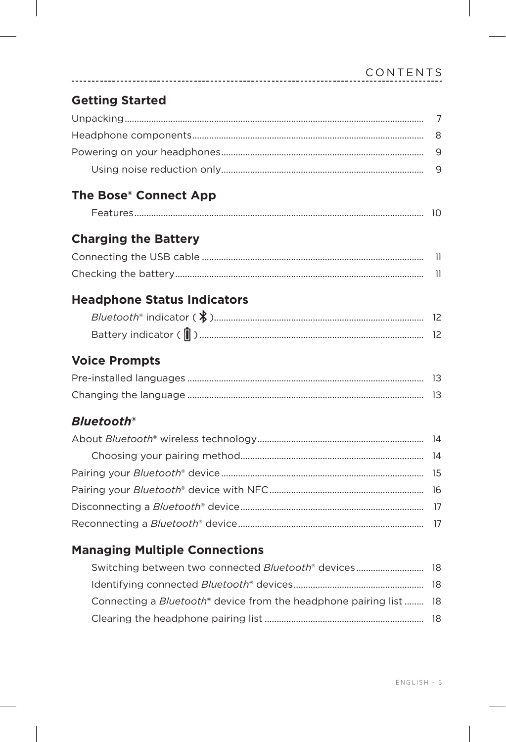# CONTENTS

## Getting Started

Unpacking .......... 7
Headphone components .......... 8
Powering on your headphones .......... 9
    Using noise reduction only .......... 9

## The Bose® Connect App

    Features .......... 10

## Charging the Battery

Connecting the USB cable .......... 11
Checking the battery .......... 11

## Headphone Status Indicators

    *Bluetooth*® indicator ( ) .......... 12
    Battery indicator ( ) .......... 12

## Voice Prompts

Pre-installed languages .......... 13
Changing the language .......... 13

## *Bluetooth*®

About *Bluetooth*® wireless technology .......... 14
    Choosing your pairing method .......... 14
Pairing your *Bluetooth*® device .......... 15
Pairing your *Bluetooth*® device with NFC .......... 16
Disconnecting a *Bluetooth*® device .......... 17
Reconnecting a *Bluetooth*® device .......... 17

## Managing Multiple Connections

    Switching between two connected *Bluetooth*® devices .......... 18
    Identifying connected *Bluetooth*® devices .......... 18
    Connecting a *Bluetooth*® device from the headphone pairing list .......... 18
    Clearing the headphone pairing list .......... 18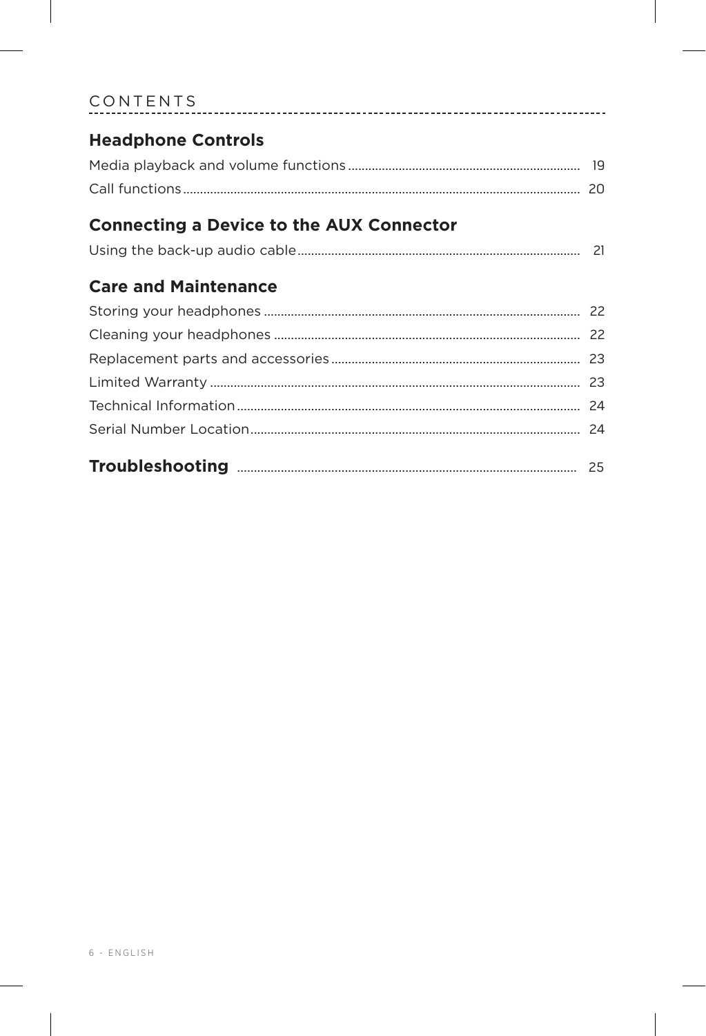CONTENTS

## Headphone Controls

Media playback and volume functions .................... 19

Call functions .................... 20

## Connecting a Device to the AUX Connector

Using the back-up audio cable .................... 21

## Care and Maintenance

Storing your headphones .................... 22

Cleaning your headphones .................... 22

Replacement parts and accessories .................... 23

Limited Warranty .................... 23

Technical Information .................... 24

Serial Number Location .................... 24

## Troubleshooting .................... 25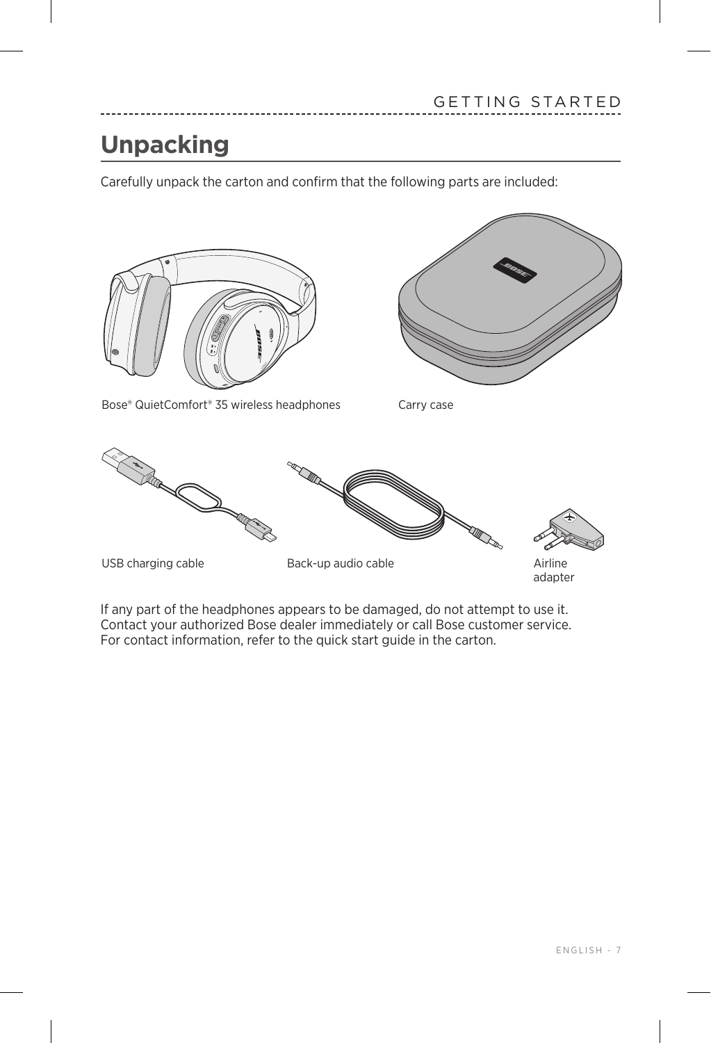## Unpacking

Carefully unpack the carton and confirm that the following parts are included:

Bose® QuietComfort® 35 wireless headphones

Carry case

USB charging cable

Back-up audio cable

Airline adapter

If any part of the headphones appears to be damaged, do not attempt to use it. Contact your authorized Bose dealer immediately or call Bose customer service. For contact information, refer to the quick start guide in the carton.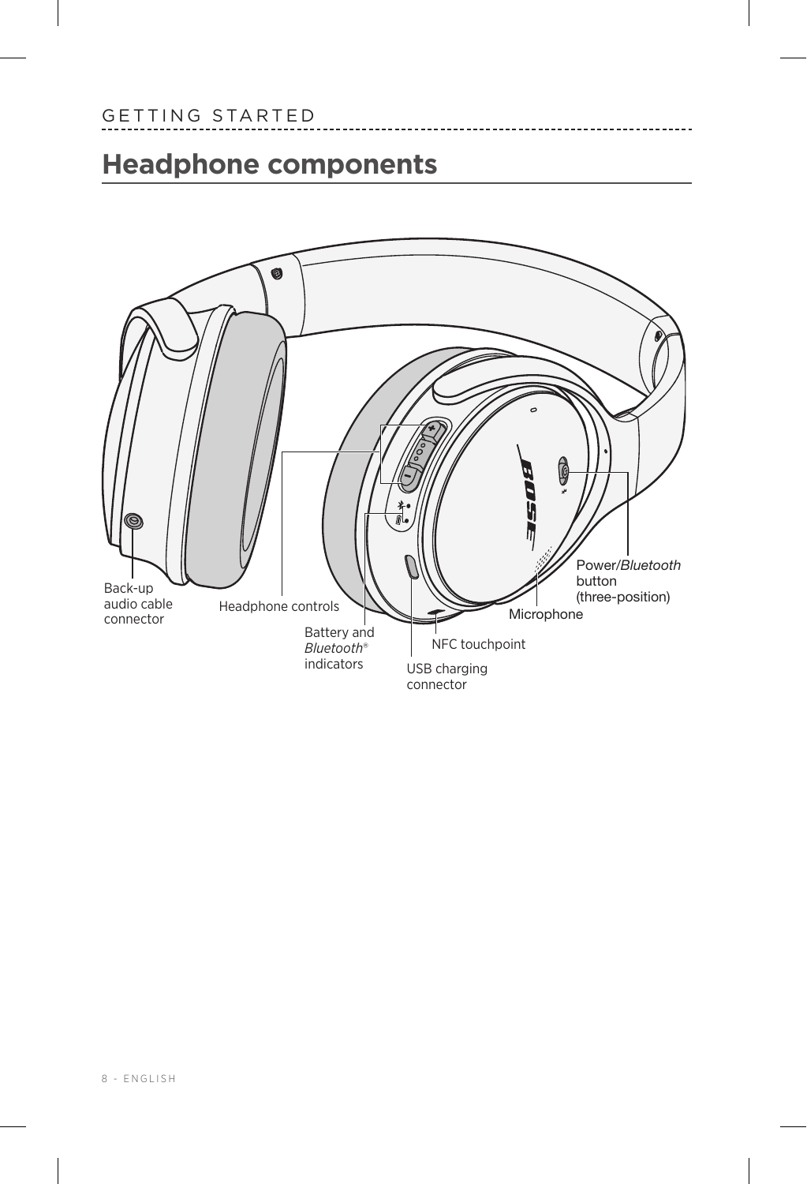GETTING STARTED

# Headphone components

Back-up audio cable connector

Headphone controls

Battery and *Bluetooth*® indicators

USB charging connector

NFC touchpoint

Microphone

Power/*Bluetooth* button (three-position)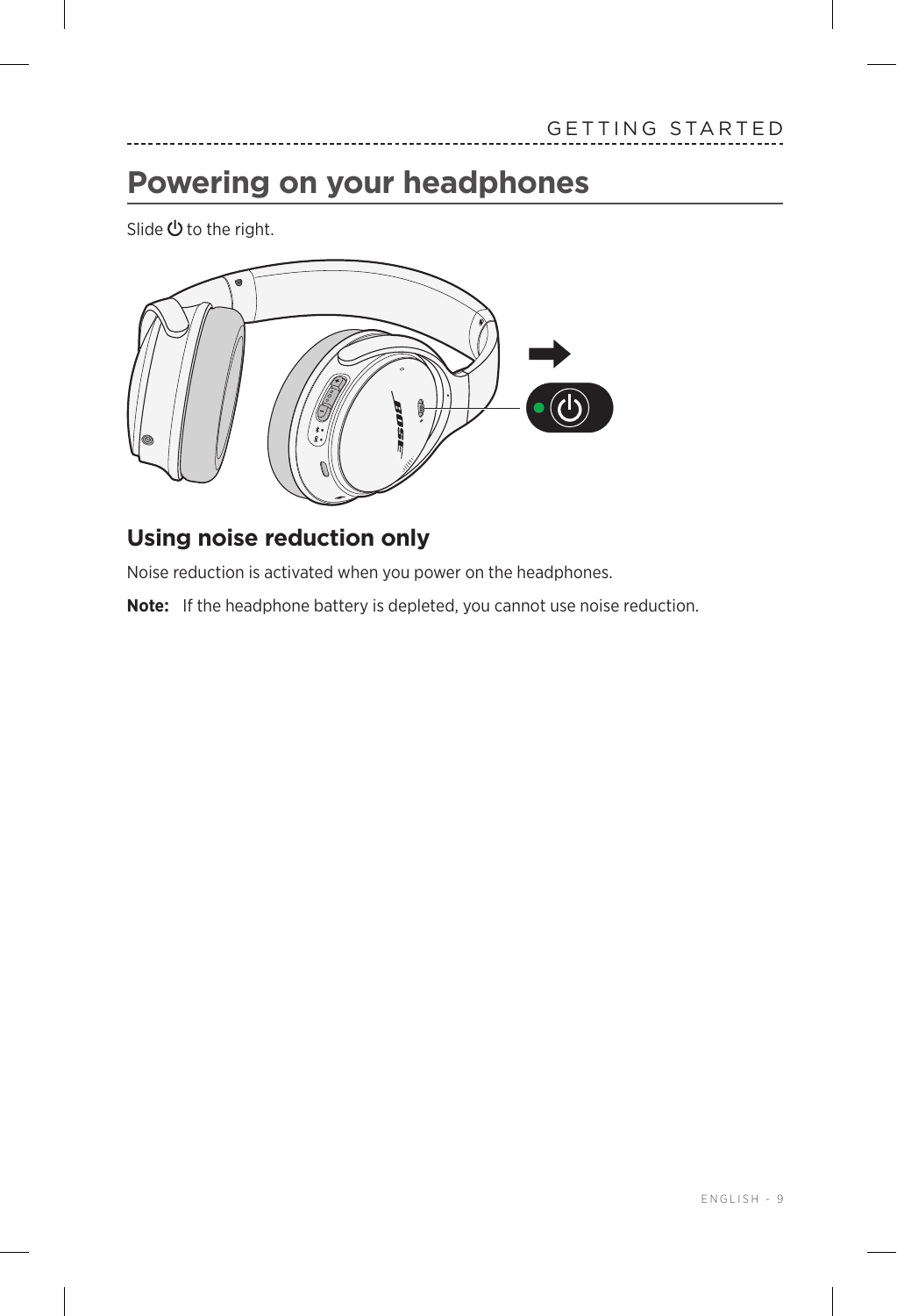# Powering on your headphones

Slide ⏻ to the right.

## Using noise reduction only

Noise reduction is activated when you power on the headphones.

**Note:** If the headphone battery is depleted, you cannot use noise reduction.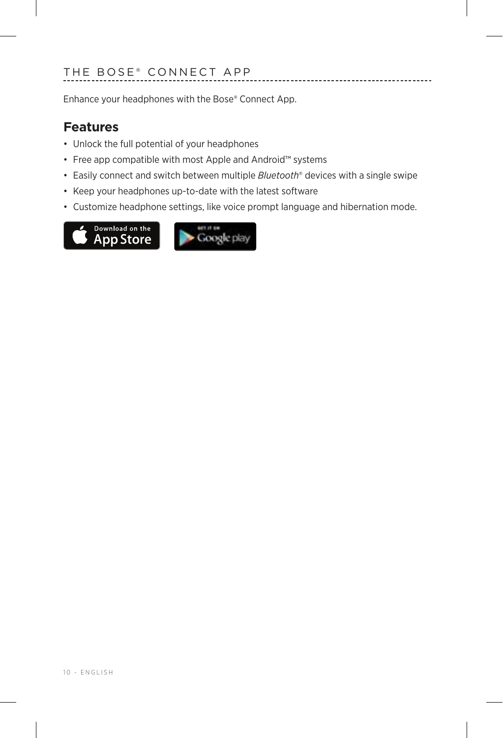# THE BOSE® CONNECT APP

Enhance your headphones with the Bose® Connect App.

## Features

- Unlock the full potential of your headphones
- Free app compatible with most Apple and Android™ systems
- Easily connect and switch between multiple *Bluetooth*® devices with a single swipe
- Keep your headphones up-to-date with the latest software
- Customize headphone settings, like voice prompt language and hibernation mode.

Download on the App Store    GET IT ON Google play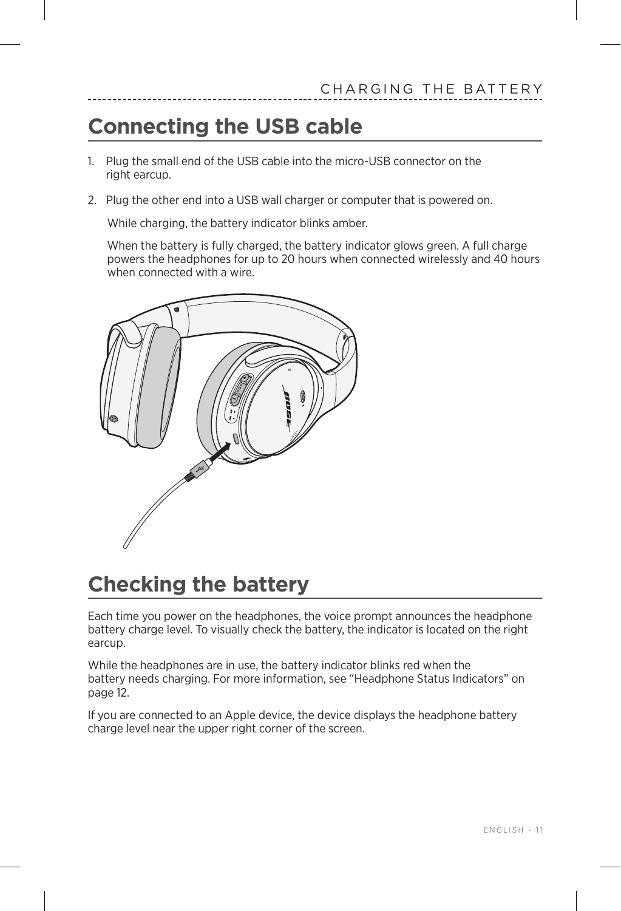## Connecting the USB cable

1. Plug the small end of the USB cable into the micro-USB connector on the right earcup.
2. Plug the other end into a USB wall charger or computer that is powered on.

   While charging, the battery indicator blinks amber.

   When the battery is fully charged, the battery indicator glows green. A full charge powers the headphones for up to 20 hours when connected wirelessly and 40 hours when connected with a wire.

## Checking the battery

Each time you power on the headphones, the voice prompt announces the headphone battery charge level. To visually check the battery, the indicator is located on the right earcup.

While the headphones are in use, the battery indicator blinks red when the battery needs charging. For more information, see "Headphone Status Indicators" on page 12.

If you are connected to an Apple device, the device displays the headphone battery charge level near the upper right corner of the screen.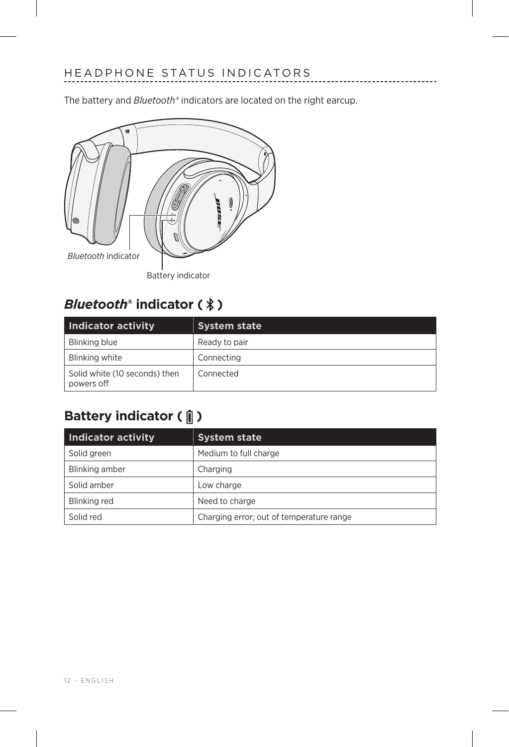## HEADPHONE STATUS INDICATORS

The battery and *Bluetooth®* indicators are located on the right earcup.

*Bluetooth* indicator

Battery indicator

### *Bluetooth®* indicator

| Indicator activity | System state |
| --- | --- |
| Blinking blue | Ready to pair |
| Blinking white | Connecting |
| Solid white (10 seconds) then powers off | Connected |

### Battery indicator

| Indicator activity | System state |
| --- | --- |
| Solid green | Medium to full charge |
| Blinking amber | Charging |
| Solid amber | Low charge |
| Blinking red | Need to charge |
| Solid red | Charging error; out of temperature range |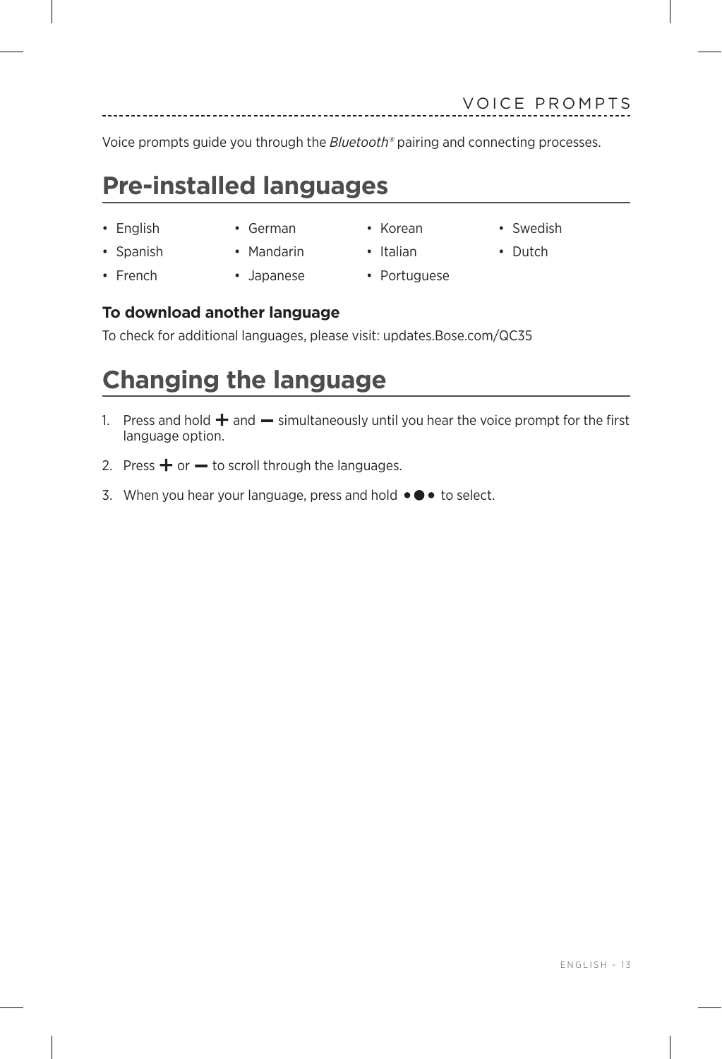# VOICE PROMPTS

Voice prompts guide you through the *Bluetooth®* pairing and connecting processes.

## Pre-installed languages

- English
- Spanish
- French
- German
- Mandarin
- Japanese
- Korean
- Italian
- Portuguese
- Swedish
- Dutch

### To download another language

To check for additional languages, please visit: updates.Bose.com/QC35

## Changing the language

1. Press and hold + and – simultaneously until you hear the voice prompt for the first language option.
2. Press + or – to scroll through the languages.
3. When you hear your language, press and hold •●• to select.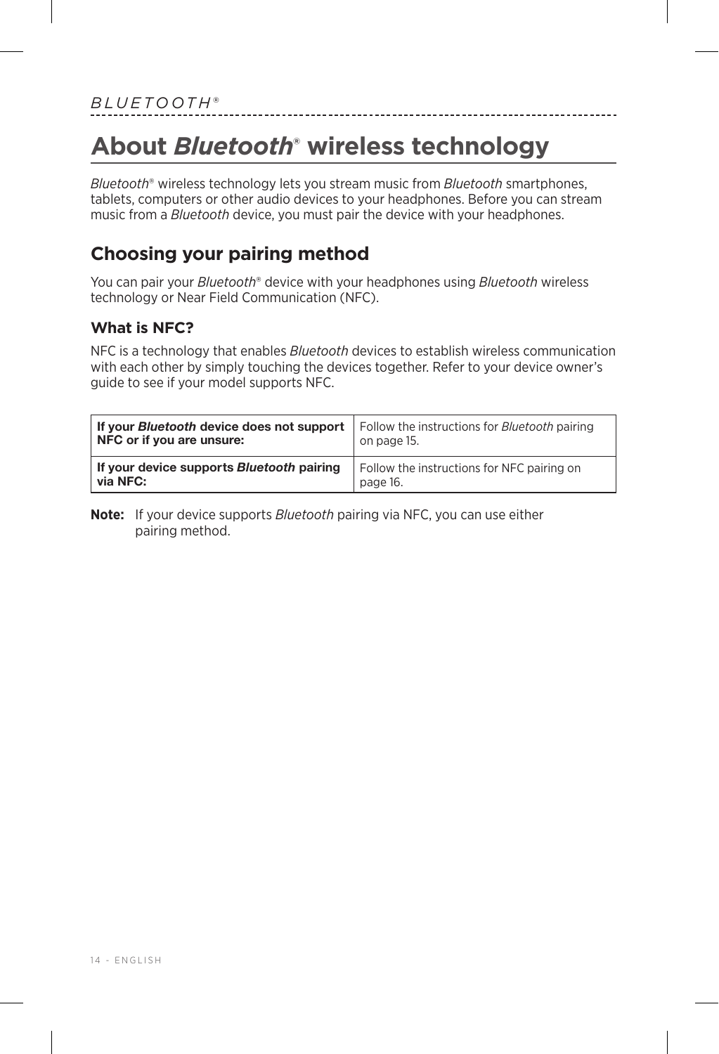# About *Bluetooth*® wireless technology

*Bluetooth*® wireless technology lets you stream music from *Bluetooth* smartphones, tablets, computers or other audio devices to your headphones. Before you can stream music from a *Bluetooth* device, you must pair the device with your headphones.

## Choosing your pairing method

You can pair your *Bluetooth*® device with your headphones using *Bluetooth* wireless technology or Near Field Communication (NFC).

### What is NFC?

NFC is a technology that enables *Bluetooth* devices to establish wireless communication with each other by simply touching the devices together. Refer to your device owner's guide to see if your model supports NFC.

| | |
|---|---|
| **If your *Bluetooth* device does not support NFC or if you are unsure:** | Follow the instructions for *Bluetooth* pairing on page 15. |
| **If your device supports *Bluetooth* pairing via NFC:** | Follow the instructions for NFC pairing on page 16. |

**Note:** If your device supports *Bluetooth* pairing via NFC, you can use either pairing method.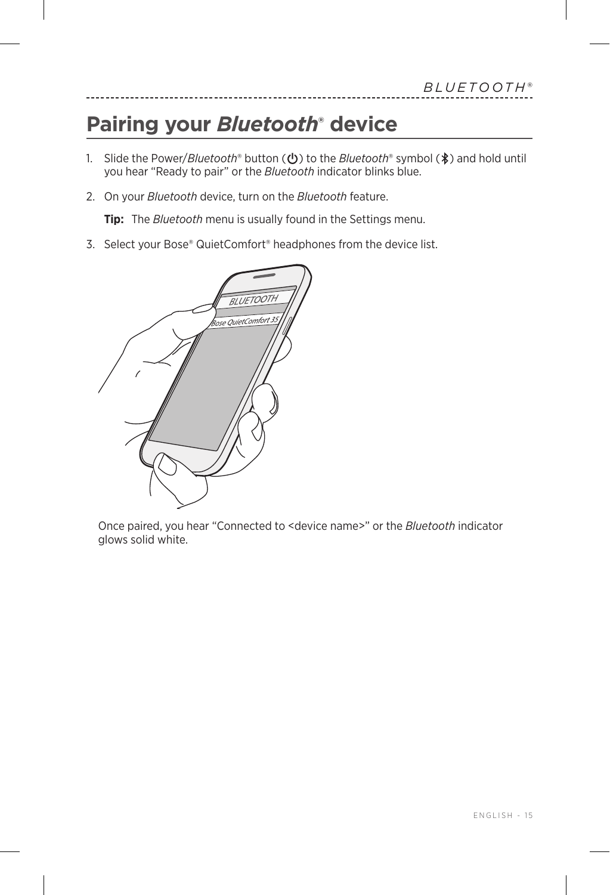# Pairing your *Bluetooth*® device

1. Slide the Power/*Bluetooth*® button (⏻) to the *Bluetooth*® symbol (ᛒ) and hold until you hear "Ready to pair" or the *Bluetooth* indicator blinks blue.

2. On your *Bluetooth* device, turn on the *Bluetooth* feature.

   **Tip:** The *Bluetooth* menu is usually found in the Settings menu.

3. Select your Bose® QuietComfort® headphones from the device list.

   Once paired, you hear "Connected to <device name>" or the *Bluetooth* indicator glows solid white.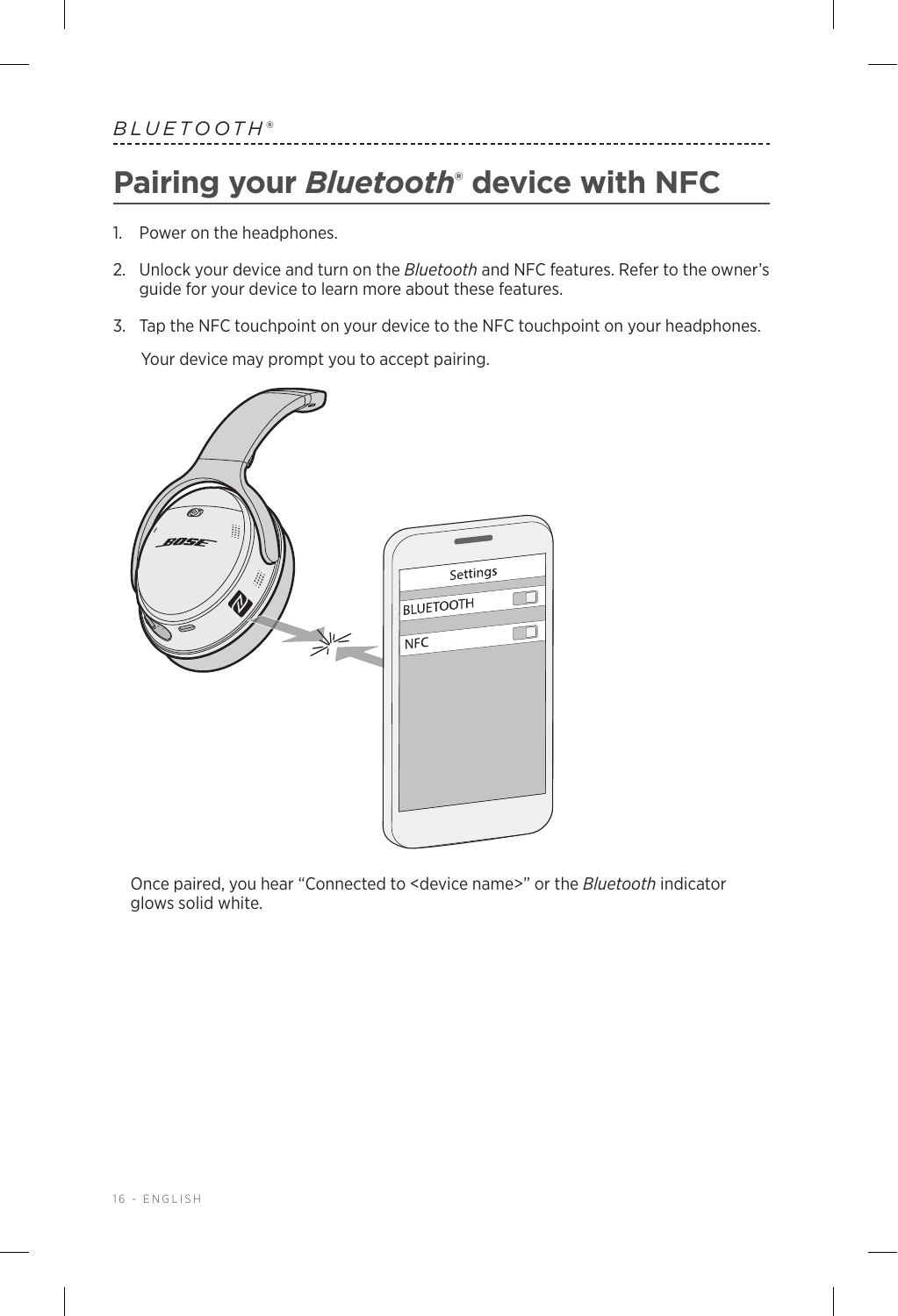# Pairing your *Bluetooth*® device with NFC

1. Power on the headphones.
2. Unlock your device and turn on the *Bluetooth* and NFC features. Refer to the owner's guide for your device to learn more about these features.
3. Tap the NFC touchpoint on your device to the NFC touchpoint on your headphones.

   Your device may prompt you to accept pairing.

   Once paired, you hear "Connected to <device name>" or the *Bluetooth* indicator glows solid white.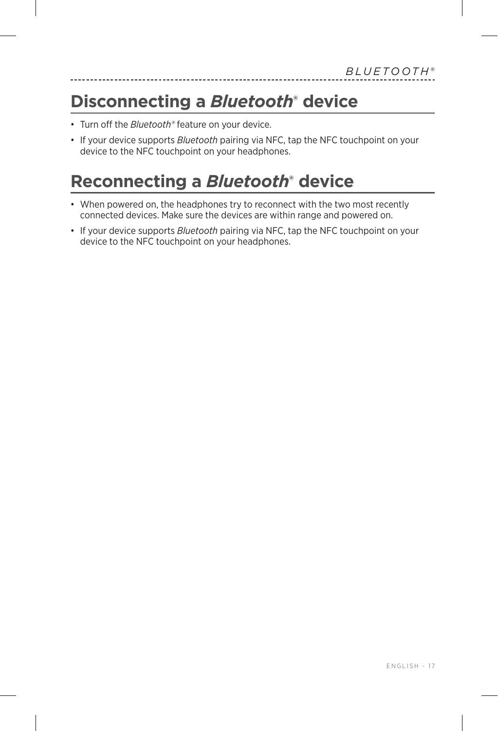## Disconnecting a *Bluetooth*® device

- Turn off the *Bluetooth*® feature on your device.
- If your device supports *Bluetooth* pairing via NFC, tap the NFC touchpoint on your device to the NFC touchpoint on your headphones.

## Reconnecting a *Bluetooth*® device

- When powered on, the headphones try to reconnect with the two most recently connected devices. Make sure the devices are within range and powered on.
- If your device supports *Bluetooth* pairing via NFC, tap the NFC touchpoint on your device to the NFC touchpoint on your headphones.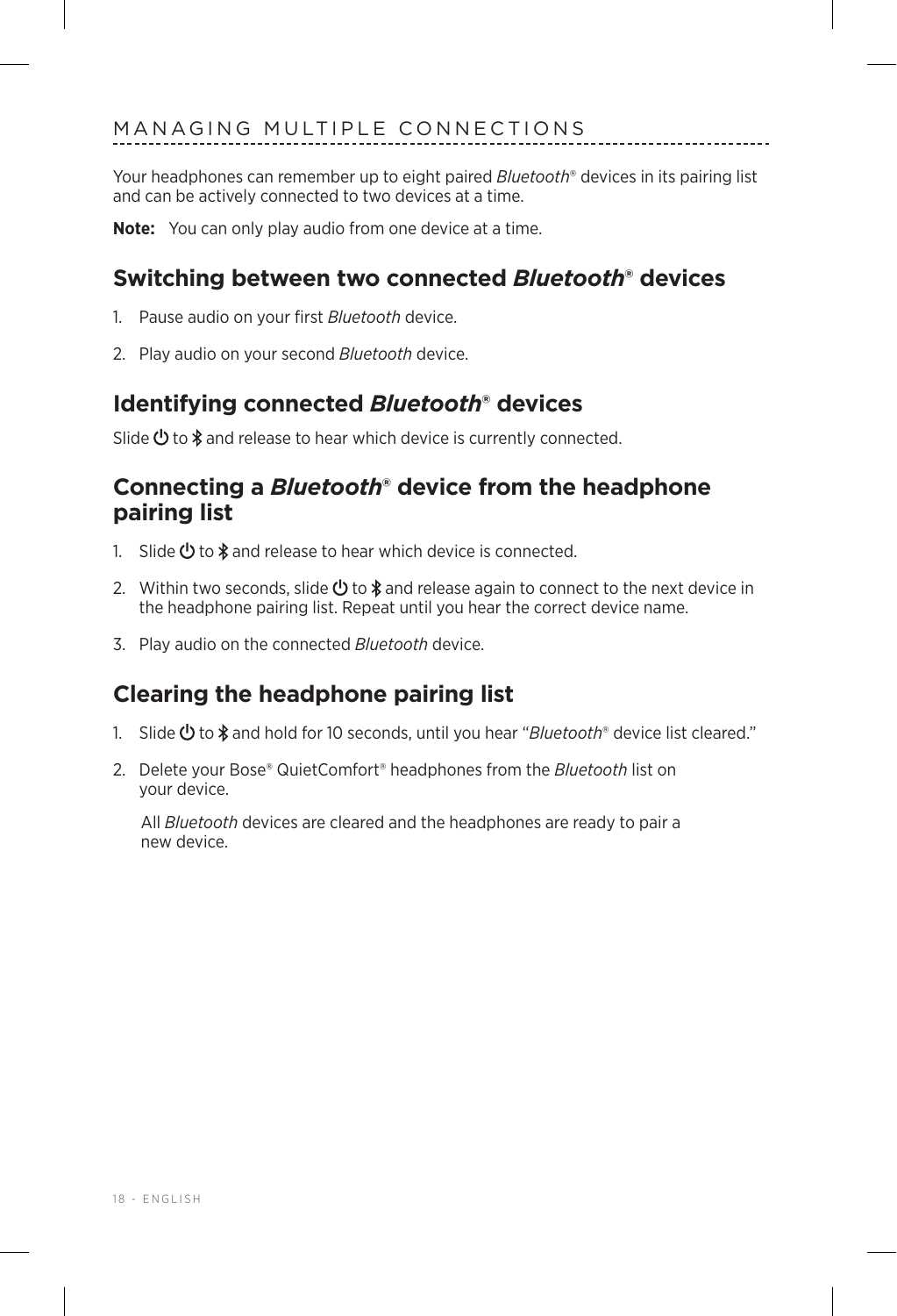## MANAGING MULTIPLE CONNECTIONS

Your headphones can remember up to eight paired *Bluetooth*® devices in its pairing list and can be actively connected to two devices at a time.

**Note:** You can only play audio from one device at a time.

### Switching between two connected *Bluetooth*® devices

1. Pause audio on your first *Bluetooth* device.
2. Play audio on your second *Bluetooth* device.

### Identifying connected *Bluetooth*® devices

Slide ⏻ to ᛒ and release to hear which device is currently connected.

### Connecting a *Bluetooth*® device from the headphone pairing list

1. Slide ⏻ to ᛒ and release to hear which device is connected.
2. Within two seconds, slide ⏻ to ᛒ and release again to connect to the next device in the headphone pairing list. Repeat until you hear the correct device name.
3. Play audio on the connected *Bluetooth* device.

### Clearing the headphone pairing list

1. Slide ⏻ to ᛒ and hold for 10 seconds, until you hear "*Bluetooth*® device list cleared."
2. Delete your Bose® QuietComfort® headphones from the *Bluetooth* list on your device.

   All *Bluetooth* devices are cleared and the headphones are ready to pair a new device.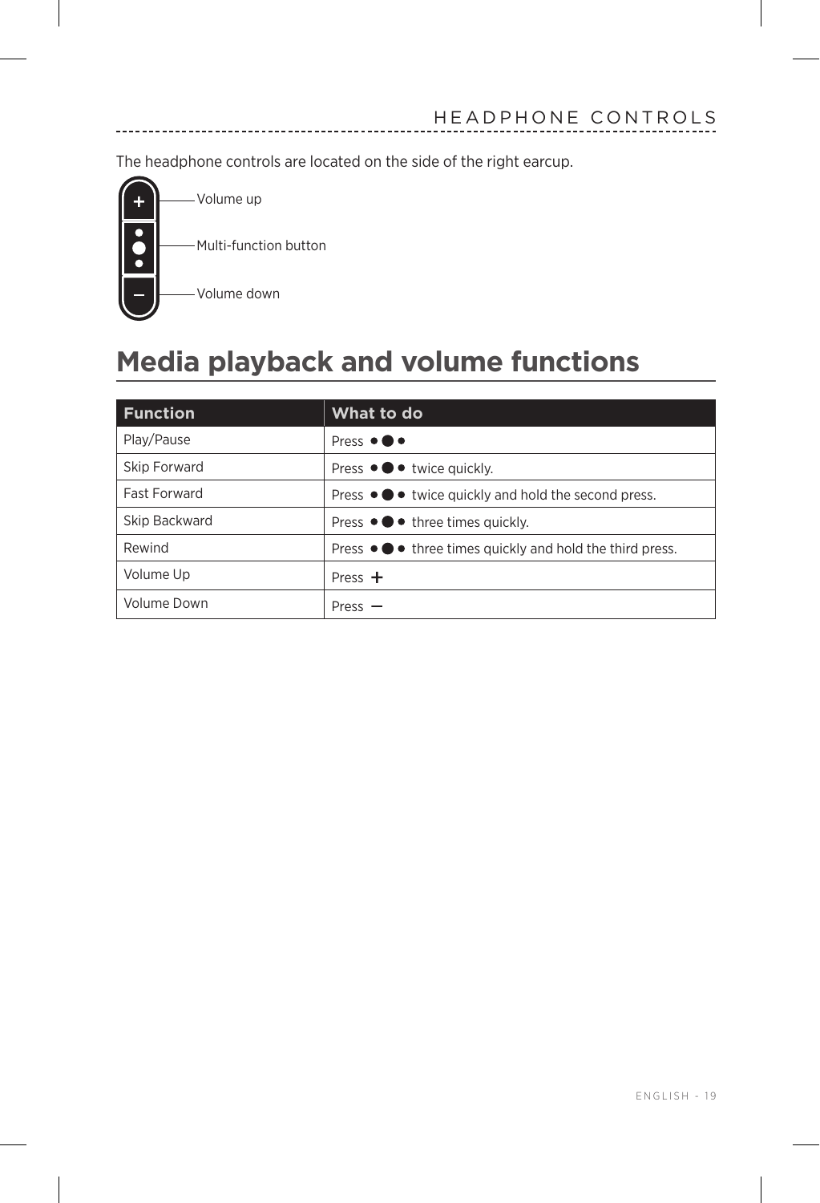# HEADPHONE CONTROLS

The headphone controls are located on the side of the right earcup.

Volume up

Multi-function button

Volume down

## Media playback and volume functions

| Function | What to do |
| --- | --- |
| Play/Pause | Press •●• |
| Skip Forward | Press •●• twice quickly. |
| Fast Forward | Press •●• twice quickly and hold the second press. |
| Skip Backward | Press •●• three times quickly. |
| Rewind | Press •●• three times quickly and hold the third press. |
| Volume Up | Press + |
| Volume Down | Press – |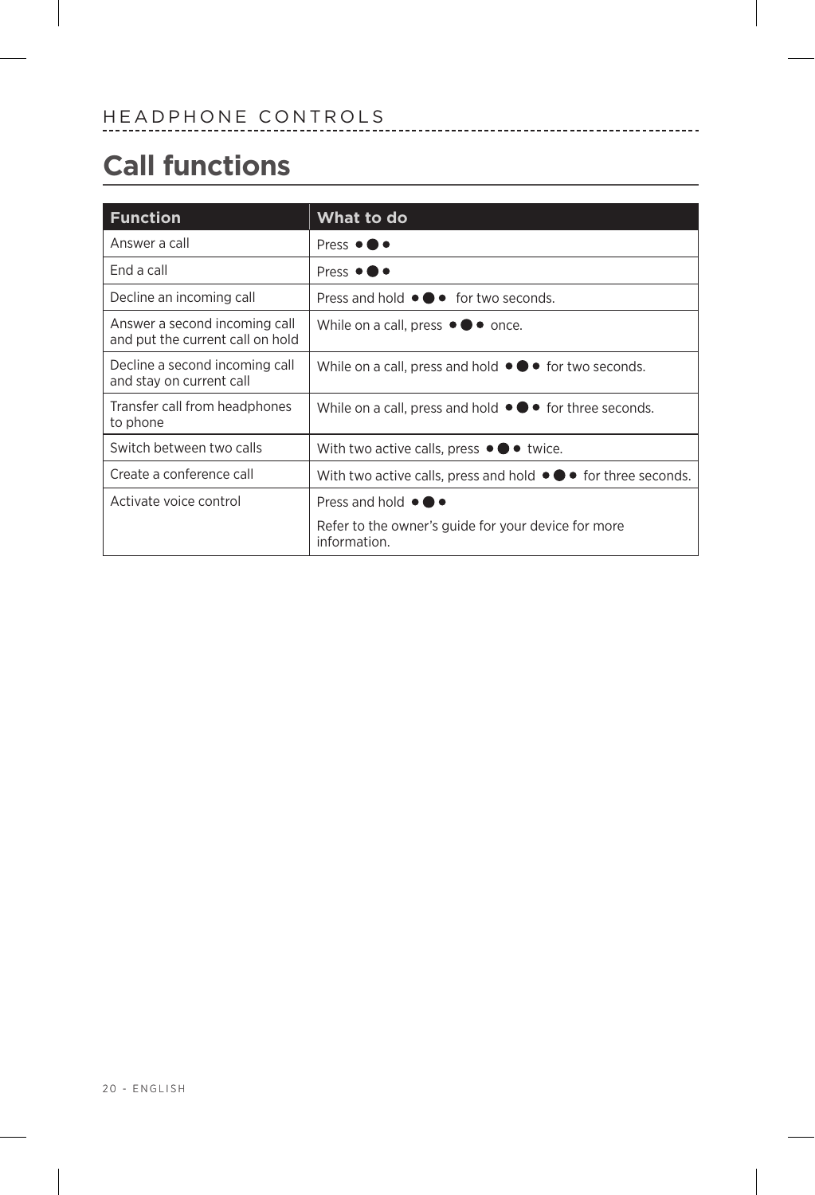HEADPHONE CONTROLS

# Call functions

| Function | What to do |
| --- | --- |
| Answer a call | Press ●⬤● |
| End a call | Press ●⬤● |
| Decline an incoming call | Press and hold ●⬤● for two seconds. |
| Answer a second incoming call and put the current call on hold | While on a call, press ●⬤● once. |
| Decline a second incoming call and stay on current call | While on a call, press and hold ●⬤● for two seconds. |
| Transfer call from headphones to phone | While on a call, press and hold ●⬤● for three seconds. |
| Switch between two calls | With two active calls, press ●⬤● twice. |
| Create a conference call | With two active calls, press and hold ●⬤● for three seconds. |
| Activate voice control | Press and hold ●⬤●<br><br>Refer to the owner's guide for your device for more information. |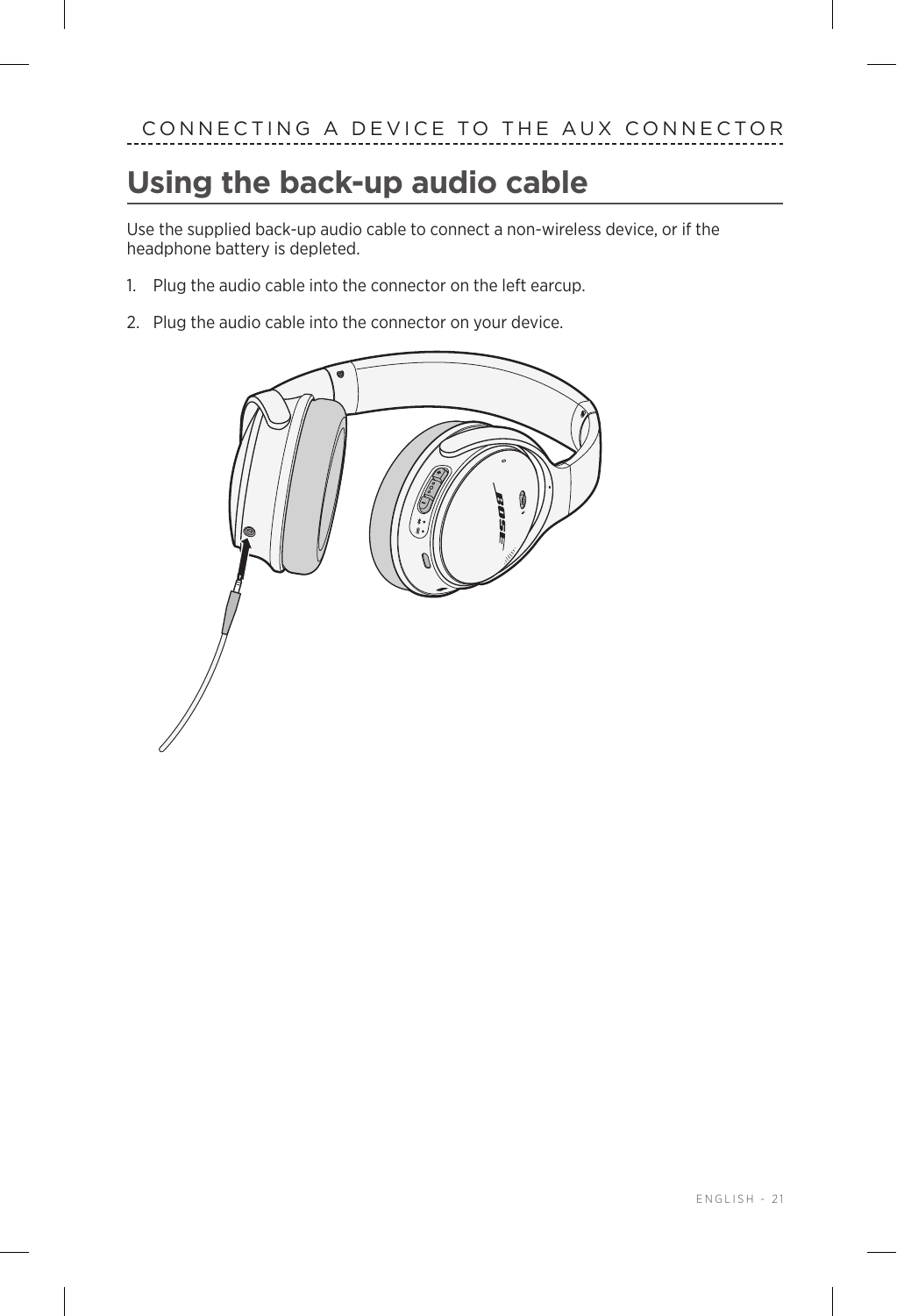CONNECTING A DEVICE TO THE AUX CONNECTOR

## Using the back-up audio cable

Use the supplied back-up audio cable to connect a non-wireless device, or if the headphone battery is depleted.

1. Plug the audio cable into the connector on the left earcup.
2. Plug the audio cable into the connector on your device.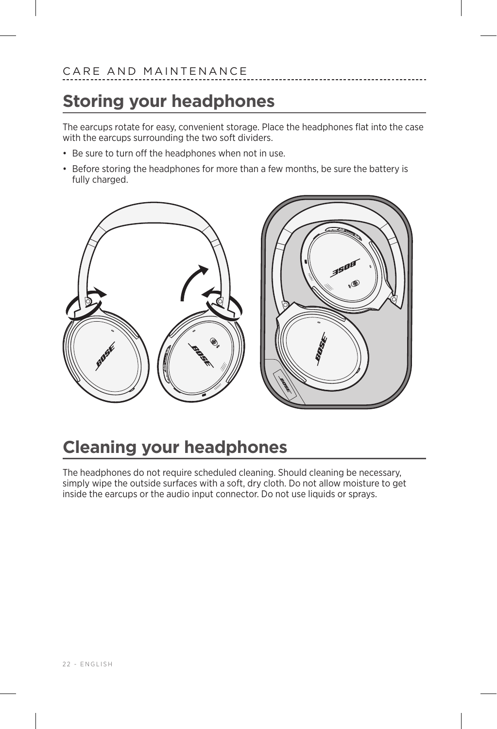# Storing your headphones

The earcups rotate for easy, convenient storage. Place the headphones flat into the case with the earcups surrounding the two soft dividers.

- Be sure to turn off the headphones when not in use.
- Before storing the headphones for more than a few months, be sure the battery is fully charged.

# Cleaning your headphones

The headphones do not require scheduled cleaning. Should cleaning be necessary, simply wipe the outside surfaces with a soft, dry cloth. Do not allow moisture to get inside the earcups or the audio input connector. Do not use liquids or sprays.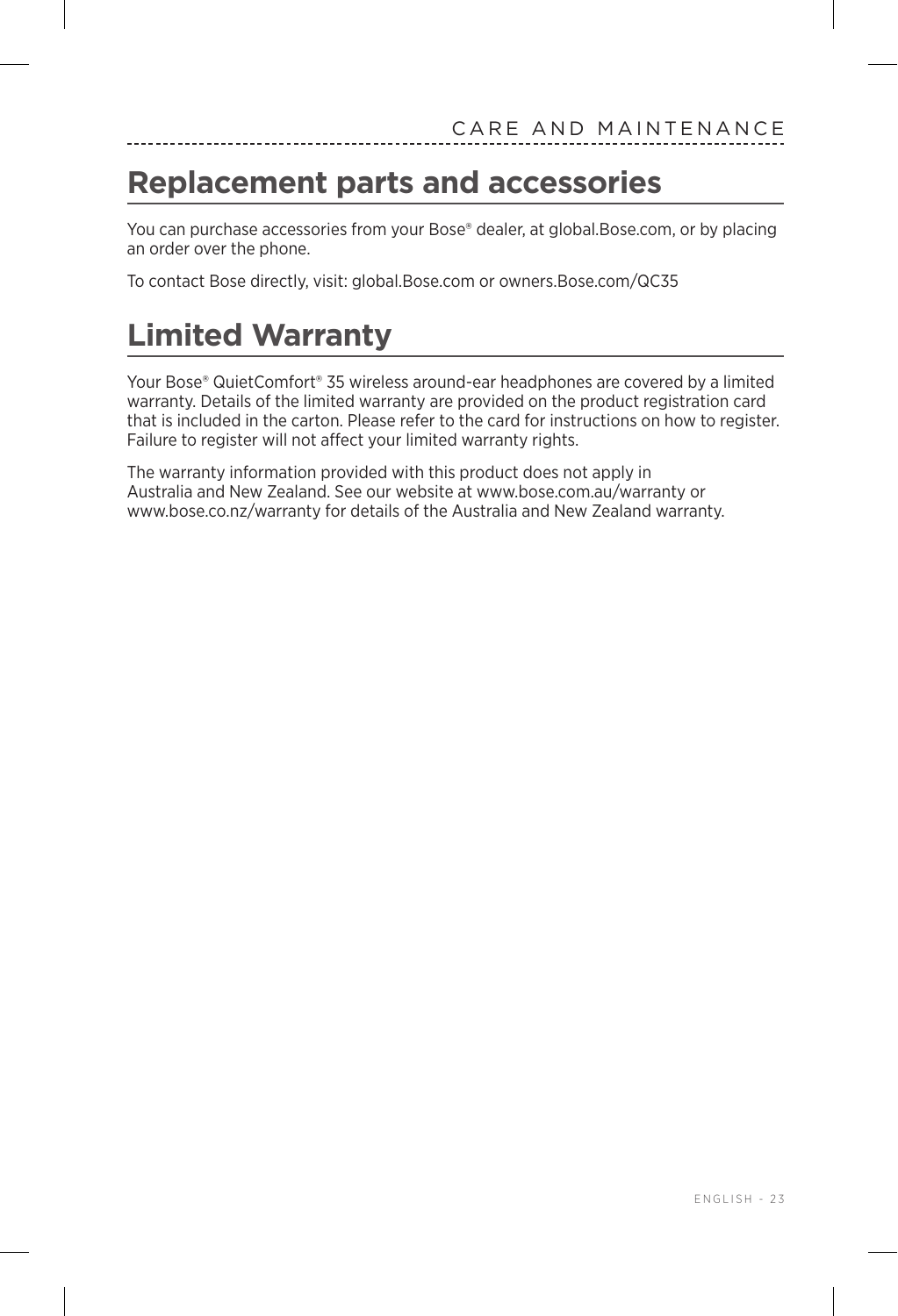## Replacement parts and accessories

You can purchase accessories from your Bose® dealer, at global.Bose.com, or by placing an order over the phone.

To contact Bose directly, visit: global.Bose.com or owners.Bose.com/QC35

## Limited Warranty

Your Bose® QuietComfort® 35 wireless around-ear headphones are covered by a limited warranty. Details of the limited warranty are provided on the product registration card that is included in the carton. Please refer to the card for instructions on how to register. Failure to register will not affect your limited warranty rights.

The warranty information provided with this product does not apply in Australia and New Zealand. See our website at www.bose.com.au/warranty or www.bose.co.nz/warranty for details of the Australia and New Zealand warranty.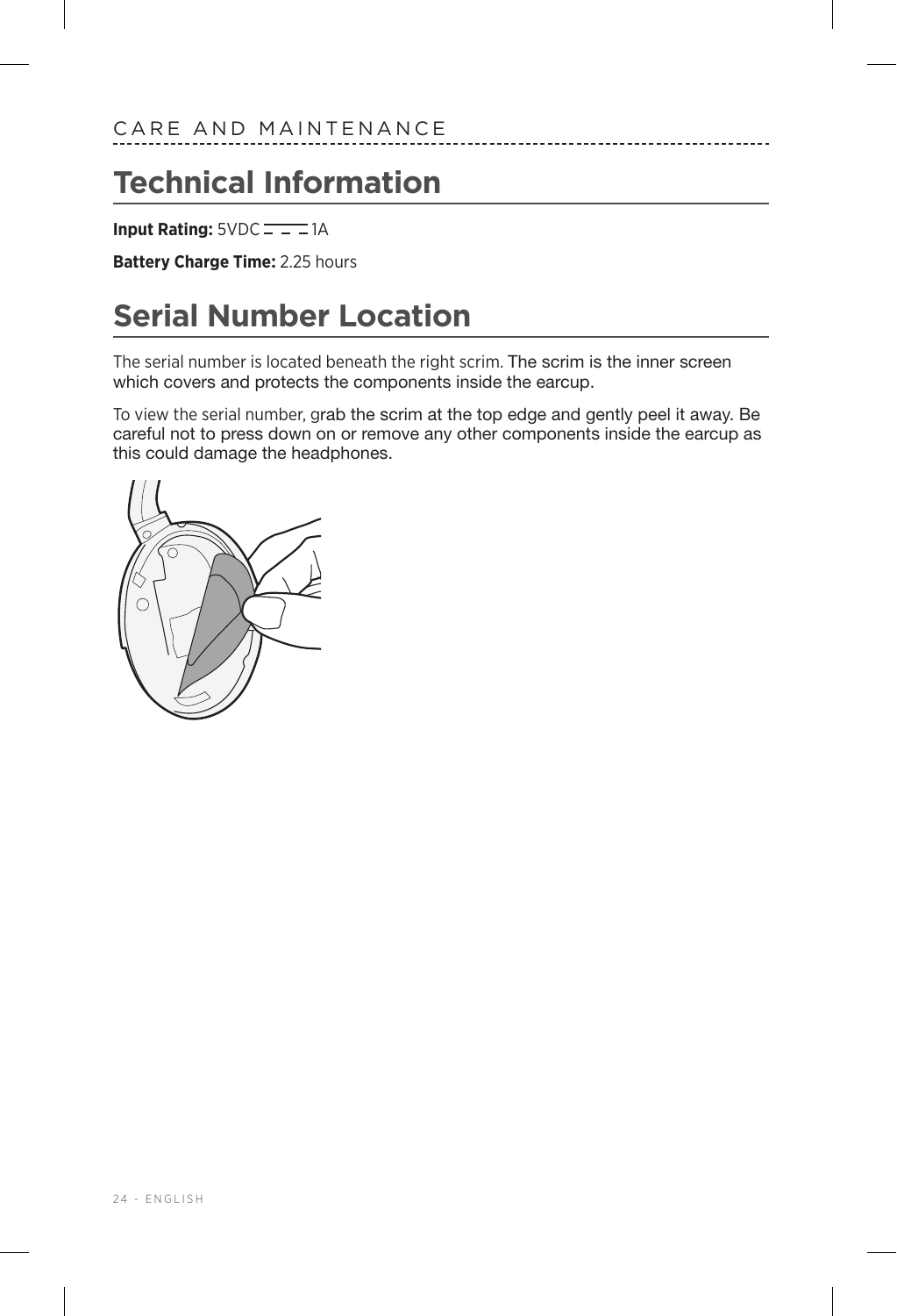CARE AND MAINTENANCE

# Technical Information

**Input Rating:** 5VDC ⎓ 1A

**Battery Charge Time:** 2.25 hours

# Serial Number Location

The serial number is located beneath the right scrim. The scrim is the inner screen which covers and protects the components inside the earcup.

To view the serial number, grab the scrim at the top edge and gently peel it away. Be careful not to press down on or remove any other components inside the earcup as this could damage the headphones.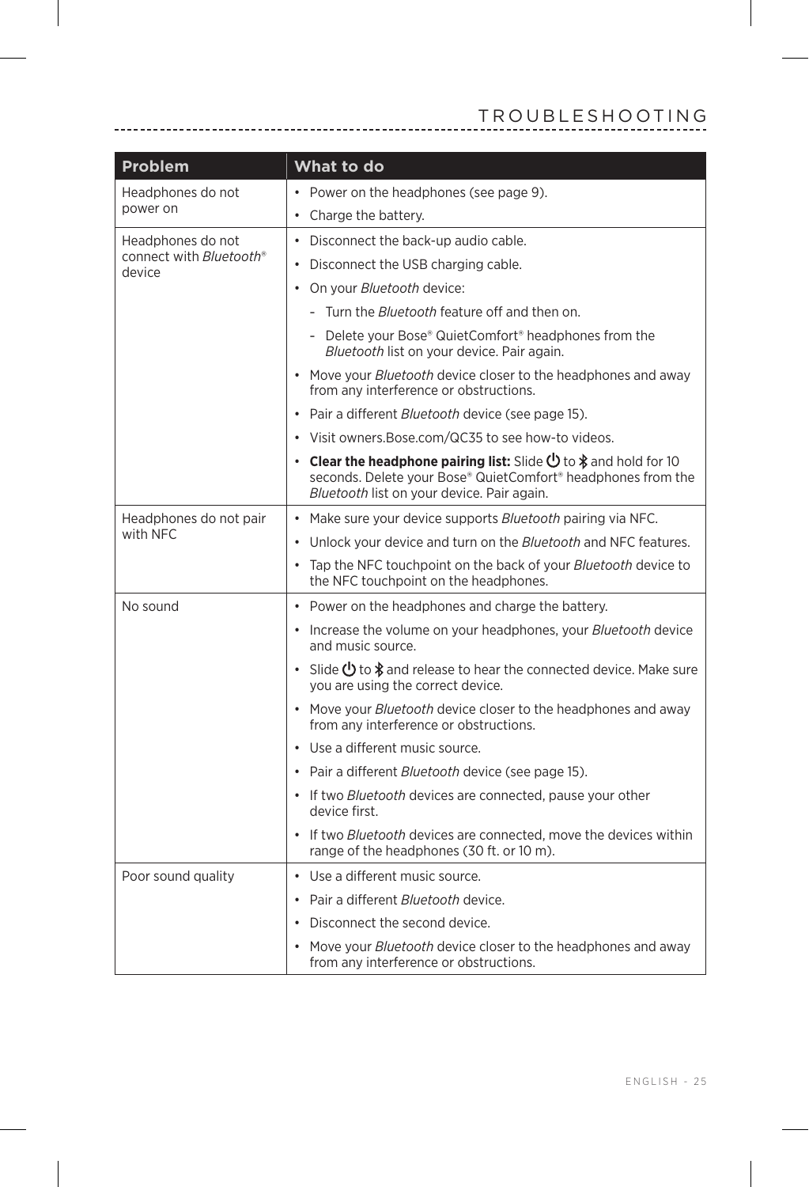## TROUBLESHOOTING

| Problem | What to do |
|---|---|
| Headphones do not power on | • Power on the headphones (see page 9).<br>• Charge the battery. |
| Headphones do not connect with *Bluetooth*® device | • Disconnect the back-up audio cable.<br>• Disconnect the USB charging cable.<br>• On your *Bluetooth* device:<br>  - Turn the *Bluetooth* feature off and then on.<br>  - Delete your Bose® QuietComfort® headphones from the *Bluetooth* list on your device. Pair again.<br>• Move your *Bluetooth* device closer to the headphones and away from any interference or obstructions.<br>• Pair a different *Bluetooth* device (see page 15).<br>• Visit owners.Bose.com/QC35 to see how-to videos.<br>• **Clear the headphone pairing list:** Slide ⏻ to ᛒ and hold for 10 seconds. Delete your Bose® QuietComfort® headphones from the *Bluetooth* list on your device. Pair again. |
| Headphones do not pair with NFC | • Make sure your device supports *Bluetooth* pairing via NFC.<br>• Unlock your device and turn on the *Bluetooth* and NFC features.<br>• Tap the NFC touchpoint on the back of your *Bluetooth* device to the NFC touchpoint on the headphones. |
| No sound | • Power on the headphones and charge the battery.<br>• Increase the volume on your headphones, your *Bluetooth* device and music source.<br>• Slide ⏻ to ᛒ and release to hear the connected device. Make sure you are using the correct device.<br>• Move your *Bluetooth* device closer to the headphones and away from any interference or obstructions.<br>• Use a different music source.<br>• Pair a different *Bluetooth* device (see page 15).<br>• If two *Bluetooth* devices are connected, pause your other device first.<br>• If two *Bluetooth* devices are connected, move the devices within range of the headphones (30 ft. or 10 m). |
| Poor sound quality | • Use a different music source.<br>• Pair a different *Bluetooth* device.<br>• Disconnect the second device.<br>• Move your *Bluetooth* device closer to the headphones and away from any interference or obstructions. |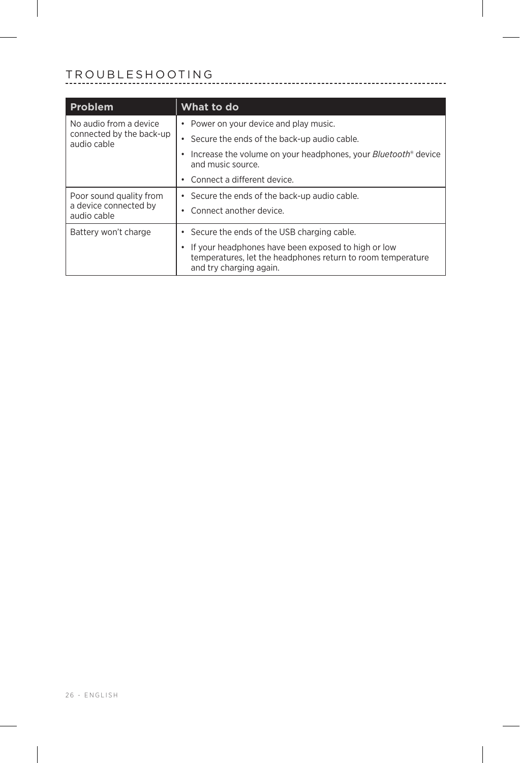# TROUBLESHOOTING

| Problem | What to do |
|---|---|
| No audio from a device connected by the back-up audio cable | • Power on your device and play music.<br>• Secure the ends of the back-up audio cable.<br>• Increase the volume on your headphones, your *Bluetooth*® device and music source.<br>• Connect a different device. |
| Poor sound quality from a device connected by audio cable | • Secure the ends of the back-up audio cable.<br>• Connect another device. |
| Battery won't charge | • Secure the ends of the USB charging cable.<br>• If your headphones have been exposed to high or low temperatures, let the headphones return to room temperature and try charging again. |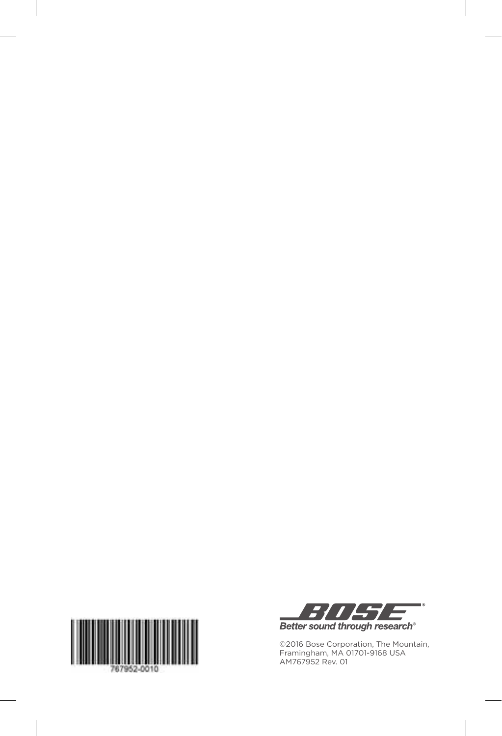767952-0010

BOSE

Better sound through research®

©2016 Bose Corporation, The Mountain,
Framingham, MA 01701-9168 USA
AM767952 Rev. 01